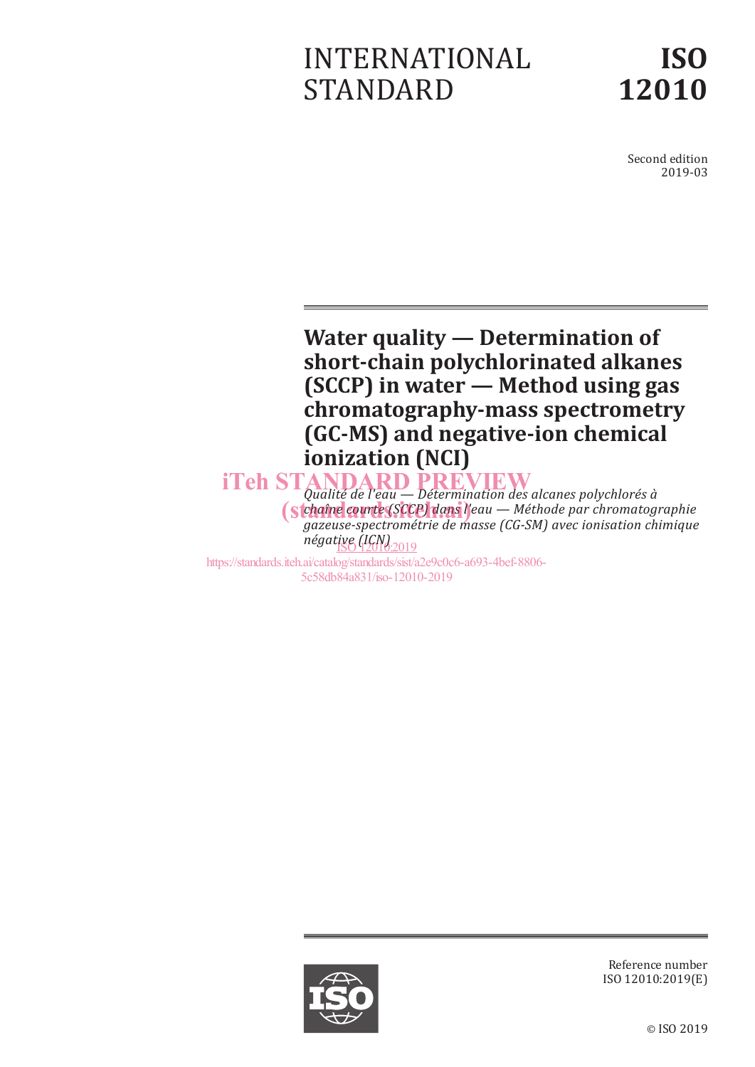# INTERNATIONAL STANDARD

# ISO 12010

Second edition
2019-03

## Water quality — Determination of short-chain polychlorinated alkanes (SCCP) in water — Method using gas chromatography-mass spectrometry (GC-MS) and negative-ion chemical ionization (NCI)

*Qualité de l'eau — Détermination des alcanes polychlorés à chaîne courte (SCCP) dans l'eau — Méthode par chromatographie gazeuse-spectrométrie de masse (CG-SM) avec ionisation chimique négative (ICN)*

iTeh STANDARD PREVIEW
(standards.iteh.ai)
ISO 12010:2019
https://standards.iteh.ai/catalog/standards/sist/a2e9c0c6-a693-4bef-8806-5c58db84a831/iso-12010-2019

Reference number
ISO 12010:2019(E)

© ISO 2019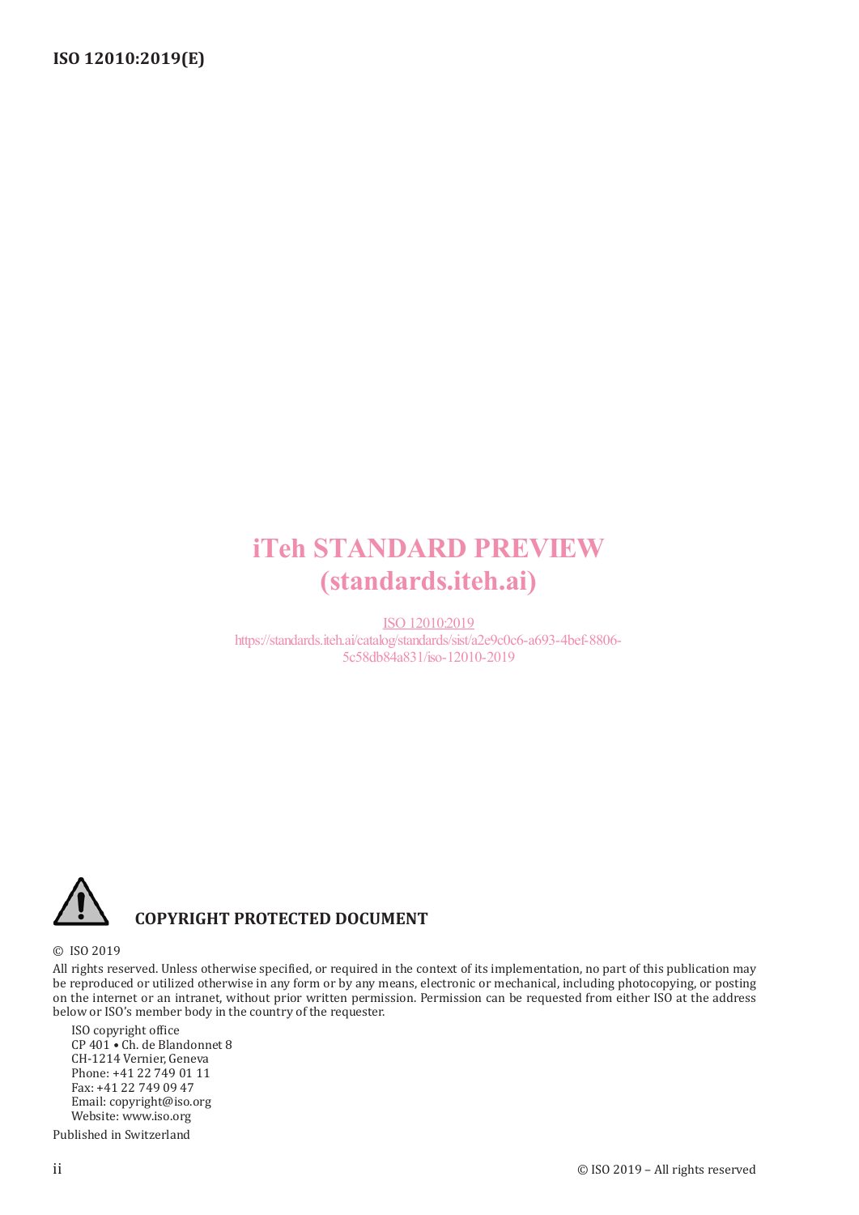iTeh STANDARD PREVIEW
(standards.iteh.ai)

ISO 12010:2019
https://standards.iteh.ai/catalog/standards/sist/a2e9c0c6-a693-4bef-8806-5c58db84a831/iso-12010-2019

**COPYRIGHT PROTECTED DOCUMENT**

© ISO 2019

All rights reserved. Unless otherwise specified, or required in the context of its implementation, no part of this publication may be reproduced or utilized otherwise in any form or by any means, electronic or mechanical, including photocopying, or posting on the internet or an intranet, without prior written permission. Permission can be requested from either ISO at the address below or ISO's member body in the country of the requester.

ISO copyright office
CP 401 • Ch. de Blandonnet 8
CH-1214 Vernier, Geneva
Phone: +41 22 749 01 11
Fax: +41 22 749 09 47
Email: copyright@iso.org
Website: www.iso.org

Published in Switzerland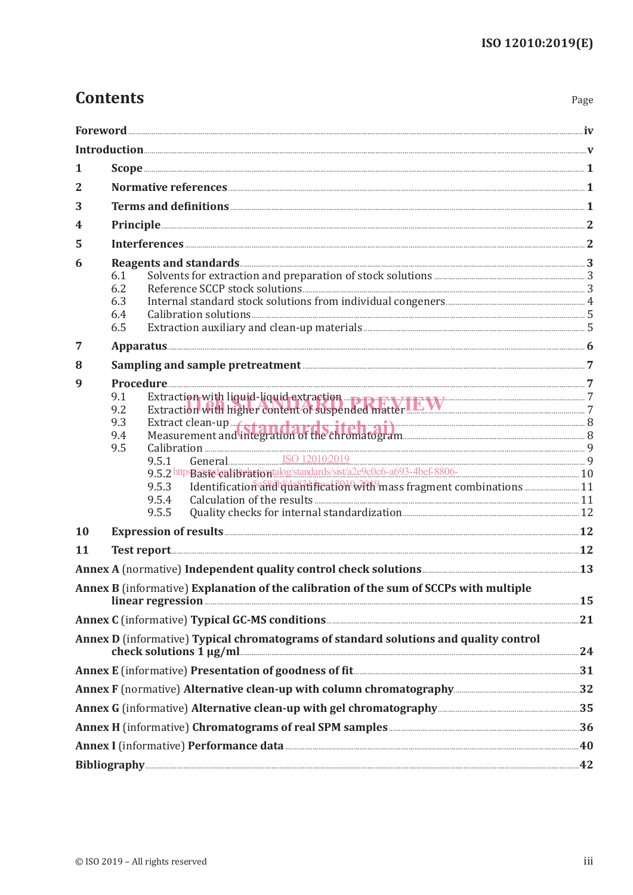# Contents

Page

| | | |
|---|---|---|
| **Foreword** | | **iv** |
| **Introduction** | | **v** |
| **1** | **Scope** | **1** |
| **2** | **Normative references** | **1** |
| **3** | **Terms and definitions** | **1** |
| **4** | **Principle** | **2** |
| **5** | **Interferences** | **2** |
| **6** | **Reagents and standards** | **3** |
| 6.1 | Solvents for extraction and preparation of stock solutions | 3 |
| 6.2 | Reference SCCP stock solutions | 3 |
| 6.3 | Internal standard stock solutions from individual congeners | 4 |
| 6.4 | Calibration solutions | 5 |
| 6.5 | Extraction auxiliary and clean-up materials | 5 |
| **7** | **Apparatus** | **6** |
| **8** | **Sampling and sample pretreatment** | **7** |
| **9** | **Procedure** | **7** |
| 9.1 | Extraction with liquid-liquid extraction | 7 |
| 9.2 | Extraction with higher content of suspended matter | 7 |
| 9.3 | Extract clean-up | 8 |
| 9.4 | Measurement and integration of the chromatogram | 8 |
| 9.5 | Calibration | 9 |
| 9.5.1 | General | 9 |
| 9.5.2 | Basic calibration | 10 |
| 9.5.3 | Identification and quantification with mass fragment combinations | 11 |
| 9.5.4 | Calculation of the results | 11 |
| 9.5.5 | Quality checks for internal standardization | 12 |
| **10** | **Expression of results** | **12** |
| **11** | **Test report** | **12** |
| **Annex A** (normative) **Independent quality control check solutions** | | **13** |
| **Annex B** (informative) **Explanation of the calibration of the sum of SCCPs with multiple linear regression** | | **15** |
| **Annex C** (informative) **Typical GC-MS conditions** | | **21** |
| **Annex D** (informative) **Typical chromatograms of standard solutions and quality control check solutions 1 µg/ml** | | **24** |
| **Annex E** (informative) **Presentation of goodness of fit** | | **31** |
| **Annex F** (normative) **Alternative clean-up with column chromatography** | | **32** |
| **Annex G** (informative) **Alternative clean-up with gel chromatography** | | **35** |
| **Annex H** (informative) **Chromatograms of real SPM samples** | | **36** |
| **Annex I** (informative) **Performance data** | | **40** |
| **Bibliography** | | **42** |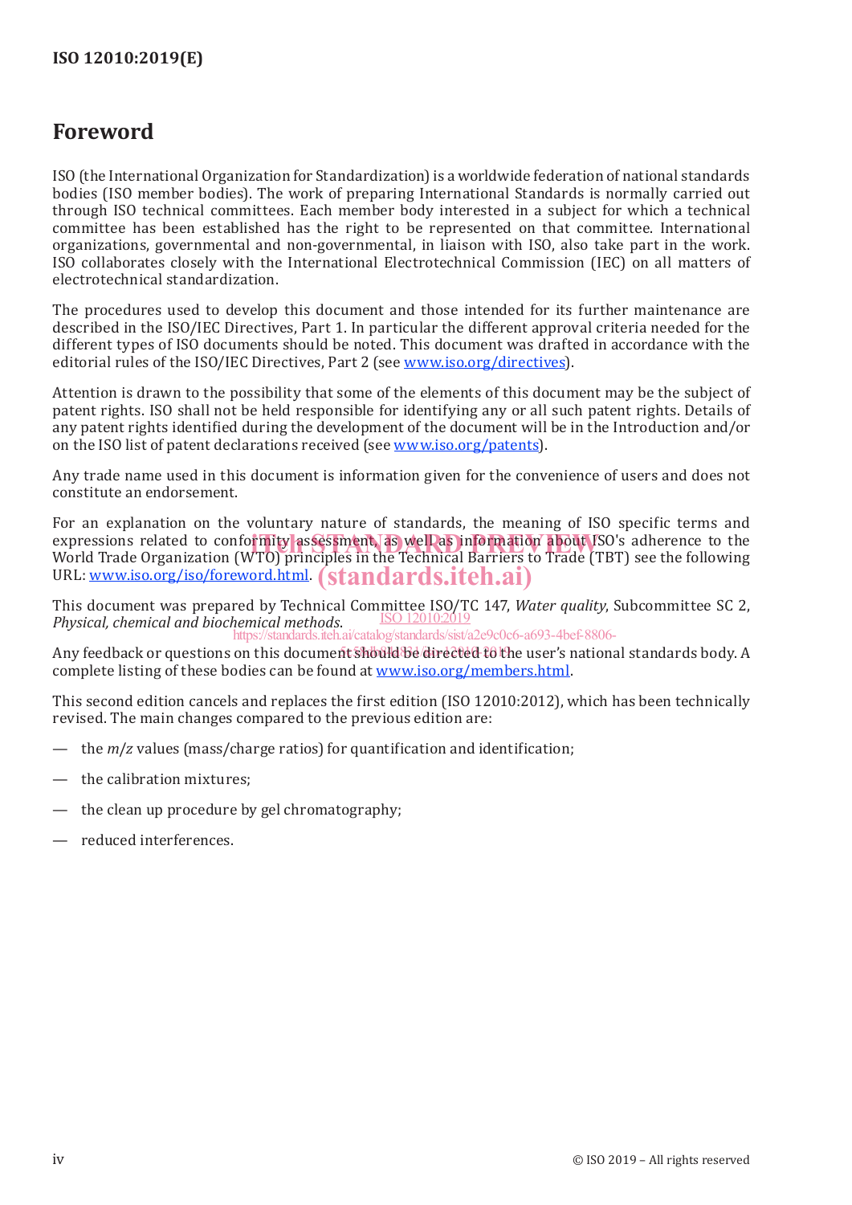# Foreword

ISO (the International Organization for Standardization) is a worldwide federation of national standards bodies (ISO member bodies). The work of preparing International Standards is normally carried out through ISO technical committees. Each member body interested in a subject for which a technical committee has been established has the right to be represented on that committee. International organizations, governmental and non-governmental, in liaison with ISO, also take part in the work. ISO collaborates closely with the International Electrotechnical Commission (IEC) on all matters of electrotechnical standardization.

The procedures used to develop this document and those intended for its further maintenance are described in the ISO/IEC Directives, Part 1. In particular the different approval criteria needed for the different types of ISO documents should be noted. This document was drafted in accordance with the editorial rules of the ISO/IEC Directives, Part 2 (see www.iso.org/directives).

Attention is drawn to the possibility that some of the elements of this document may be the subject of patent rights. ISO shall not be held responsible for identifying any or all such patent rights. Details of any patent rights identified during the development of the document will be in the Introduction and/or on the ISO list of patent declarations received (see www.iso.org/patents).

Any trade name used in this document is information given for the convenience of users and does not constitute an endorsement.

For an explanation on the voluntary nature of standards, the meaning of ISO specific terms and expressions related to conformity assessment, as well as information about ISO's adherence to the World Trade Organization (WTO) principles in the Technical Barriers to Trade (TBT) see the following URL: www.iso.org/iso/foreword.html.

This document was prepared by Technical Committee ISO/TC 147, *Water quality*, Subcommittee SC 2, *Physical, chemical and biochemical methods*.

Any feedback or questions on this document should be directed to the user's national standards body. A complete listing of these bodies can be found at www.iso.org/members.html.

This second edition cancels and replaces the first edition (ISO 12010:2012), which has been technically revised. The main changes compared to the previous edition are:

— the $m/z$ values (mass/charge ratios) for quantification and identification;

— the calibration mixtures;

— the clean up procedure by gel chromatography;

— reduced interferences.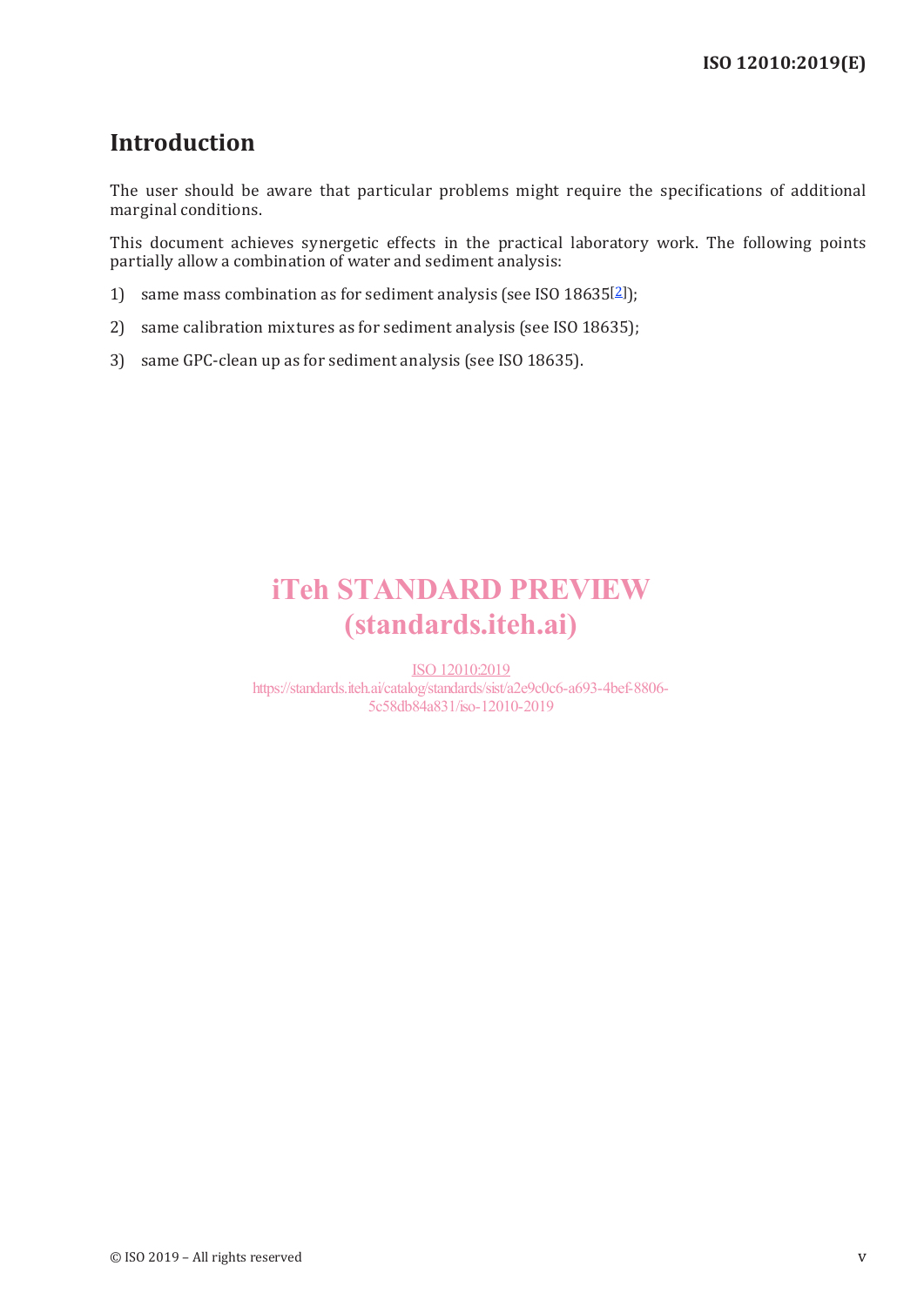# Introduction

The user should be aware that particular problems might require the specifications of additional marginal conditions.

This document achieves synergetic effects in the practical laboratory work. The following points partially allow a combination of water and sediment analysis:

1) same mass combination as for sediment analysis (see ISO 18635[2]);
2) same calibration mixtures as for sediment analysis (see ISO 18635);
3) same GPC-clean up as for sediment analysis (see ISO 18635).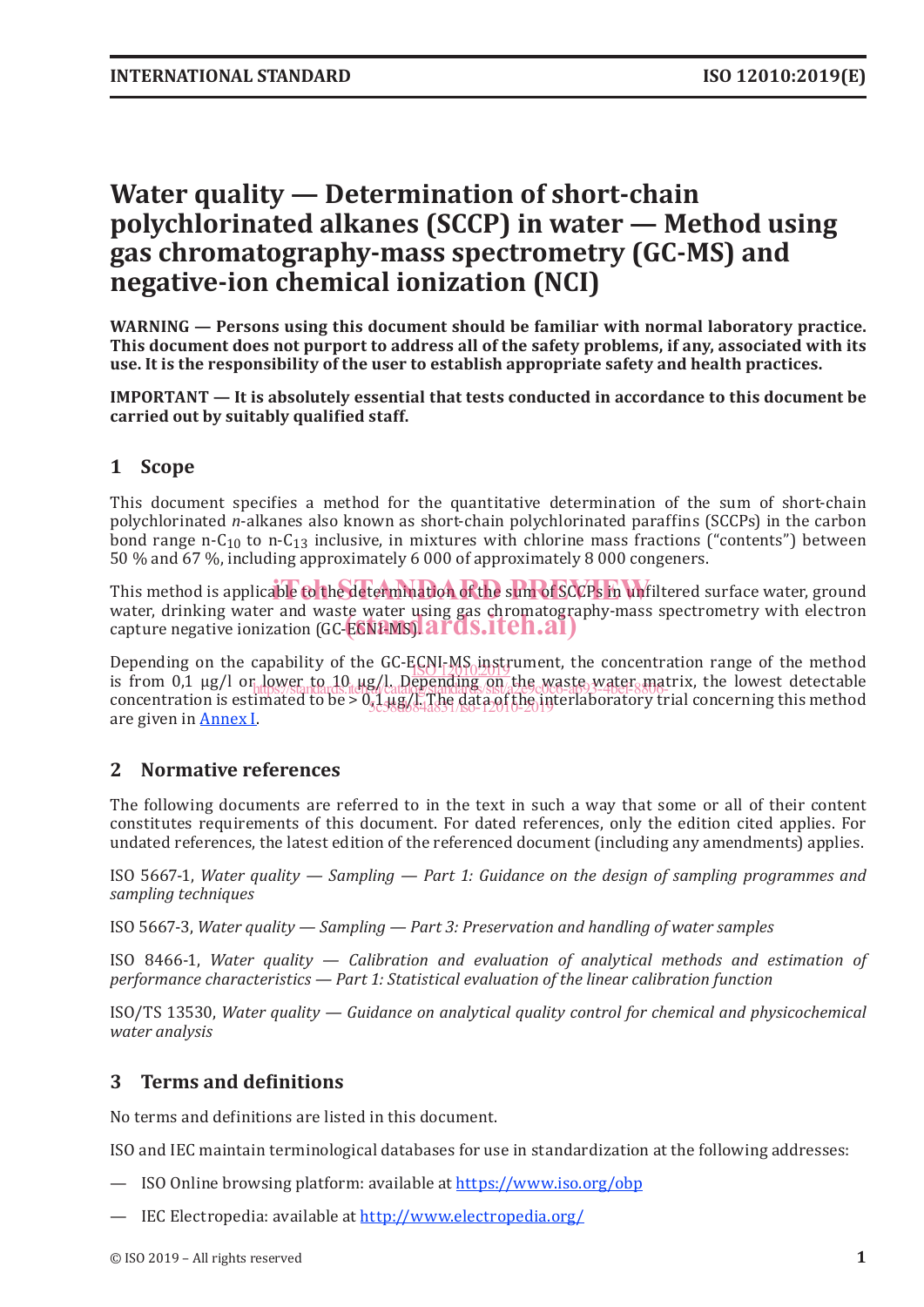# Water quality — Determination of short-chain polychlorinated alkanes (SCCP) in water — Method using gas chromatography-mass spectrometry (GC-MS) and negative-ion chemical ionization (NCI)

**WARNING — Persons using this document should be familiar with normal laboratory practice. This document does not purport to address all of the safety problems, if any, associated with its use. It is the responsibility of the user to establish appropriate safety and health practices.**

**IMPORTANT — It is absolutely essential that tests conducted in accordance to this document be carried out by suitably qualified staff.**

## 1 Scope

This document specifies a method for the quantitative determination of the sum of short-chain polychlorinated *n*-alkanes also known as short-chain polychlorinated paraffins (SCCPs) in the carbon bond range n-$C_{10}$ to n-$C_{13}$ inclusive, in mixtures with chlorine mass fractions ("contents") between 50 % and 67 %, including approximately 6 000 of approximately 8 000 congeners.

This method is applicable to the determination of the sum of SCCPs in unfiltered surface water, ground water, drinking water and waste water using gas chromatography-mass spectrometry with electron capture negative ionization (GC-ECNI-MS).

Depending on the capability of the GC-ECNI-MS instrument, the concentration range of the method is from 0,1 µg/l or lower to 10 µg/l. Depending on the waste water matrix, the lowest detectable concentration is estimated to be > 0,1 µg/l. The data of the interlaboratory trial concerning this method are given in Annex I.

## 2 Normative references

The following documents are referred to in the text in such a way that some or all of their content constitutes requirements of this document. For dated references, only the edition cited applies. For undated references, the latest edition of the referenced document (including any amendments) applies.

ISO 5667-1, *Water quality — Sampling — Part 1: Guidance on the design of sampling programmes and sampling techniques*

ISO 5667-3, *Water quality — Sampling — Part 3: Preservation and handling of water samples*

ISO 8466-1, *Water quality — Calibration and evaluation of analytical methods and estimation of performance characteristics — Part 1: Statistical evaluation of the linear calibration function*

ISO/TS 13530, *Water quality — Guidance on analytical quality control for chemical and physicochemical water analysis*

## 3 Terms and definitions

No terms and definitions are listed in this document.

ISO and IEC maintain terminological databases for use in standardization at the following addresses:

— ISO Online browsing platform: available at https://www.iso.org/obp

— IEC Electropedia: available at http://www.electropedia.org/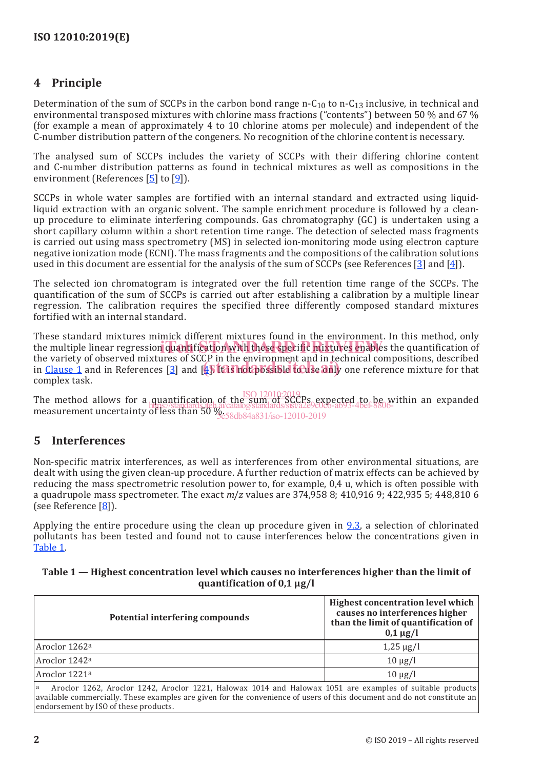## 4 Principle

Determination of the sum of SCCPs in the carbon bond range n-$C_{10}$ to n-$C_{13}$ inclusive, in technical and environmental transposed mixtures with chlorine mass fractions ("contents") between 50 % and 67 % (for example a mean of approximately 4 to 10 chlorine atoms per molecule) and independent of the C-number distribution pattern of the congeners. No recognition of the chlorine content is necessary.

The analysed sum of SCCPs includes the variety of SCCPs with their differing chlorine content and C-number distribution patterns as found in technical mixtures as well as compositions in the environment (References [5] to [9]).

SCCPs in whole water samples are fortified with an internal standard and extracted using liquid-liquid extraction with an organic solvent. The sample enrichment procedure is followed by a clean-up procedure to eliminate interfering compounds. Gas chromatography (GC) is undertaken using a short capillary column within a short retention time range. The detection of selected mass fragments is carried out using mass spectrometry (MS) in selected ion-monitoring mode using electron capture negative ionization mode (ECNI). The mass fragments and the compositions of the calibration solutions used in this document are essential for the analysis of the sum of SCCPs (see References [3] and [4]).

The selected ion chromatogram is integrated over the full retention time range of the SCCPs. The quantification of the sum of SCCPs is carried out after establishing a calibration by a multiple linear regression. The calibration requires the specified three differently composed standard mixtures fortified with an internal standard.

These standard mixtures mimick different mixtures found in the environment. In this method, only the multiple linear regression quantification with these specific mixtures enables the quantification of the variety of observed mixtures of SCCP in the environment and in technical compositions, described in Clause 1 and in References [3] and [4]. It is not possible to use only one reference mixture for that complex task.

The method allows for a quantification of the sum of SCCPs expected to be within an expanded measurement uncertainty of less than 50 %.

## 5 Interferences

Non-specific matrix interferences, as well as interferences from other environmental situations, are dealt with using the given clean-up procedure. A further reduction of matrix effects can be achieved by reducing the mass spectrometric resolution power to, for example, 0,4 u, which is often possible with a quadrupole mass spectrometer. The exact $m/z$ values are 374,958 8; 410,916 9; 422,935 5; 448,810 6 (see Reference [8]).

Applying the entire procedure using the clean up procedure given in 9.3, a selection of chlorinated pollutants has been tested and found not to cause interferences below the concentrations given in Table 1.

**Table 1 — Highest concentration level which causes no interferences higher than the limit of quantification of 0,1 µg/l**

| Potential interfering compounds | Highest concentration level which causes no interferences higher than the limit of quantification of 0,1 µg/l |
|---|---|
| Aroclor 1262[a] | 1,25 µg/l |
| Aroclor 1242[a] | 10 µg/l |
| Aroclor 1221[a] | 10 µg/l |

[a] Aroclor 1262, Aroclor 1242, Aroclor 1221, Halowax 1014 and Halowax 1051 are examples of suitable products available commercially. These examples are given for the convenience of users of this document and do not constitute an endorsement by ISO of these products.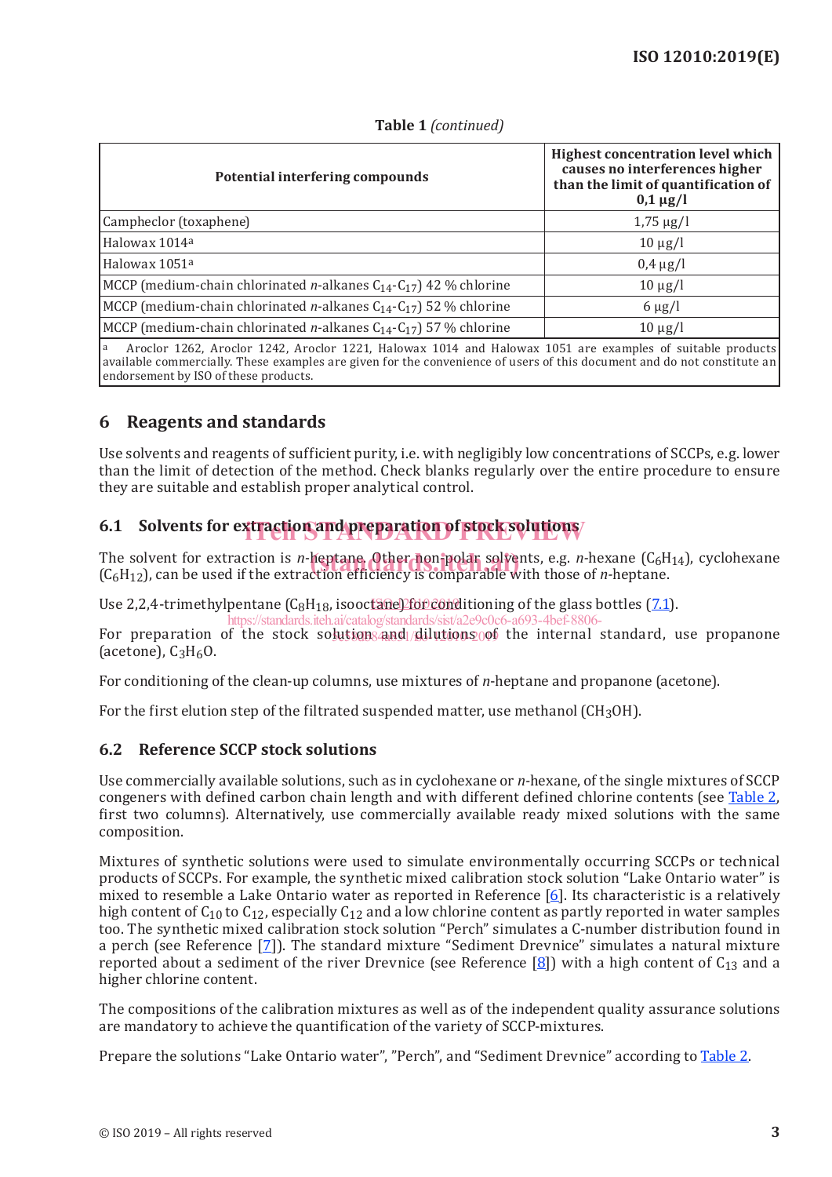**Table 1** *(continued)*

| Potential interfering compounds | Highest concentration level which causes no interferences higher than the limit of quantification of 0,1 µg/l |
|---|---|
| Campheclor (toxaphene) | 1,75 µg/l |
| Halowax 1014[a] | 10 µg/l |
| Halowax 1051[a] | 0,4 µg/l |
| MCCP (medium-chain chlorinated *n*-alkanes $C_{14}$-$C_{17}$) 42 % chlorine | 10 µg/l |
| MCCP (medium-chain chlorinated *n*-alkanes $C_{14}$-$C_{17}$) 52 % chlorine | 6 µg/l |
| MCCP (medium-chain chlorinated *n*-alkanes $C_{14}$-$C_{17}$) 57 % chlorine | 10 µg/l |

[a] Aroclor 1262, Aroclor 1242, Aroclor 1221, Halowax 1014 and Halowax 1051 are examples of suitable products available commercially. These examples are given for the convenience of users of this document and do not constitute an endorsement by ISO of these products.

## 6 Reagents and standards

Use solvents and reagents of sufficient purity, i.e. with negligibly low concentrations of SCCPs, e.g. lower than the limit of detection of the method. Check blanks regularly over the entire procedure to ensure they are suitable and establish proper analytical control.

### 6.1 Solvents for extraction and preparation of stock solutions

The solvent for extraction is *n*-heptane. Other non-polar solvents, e.g. *n*-hexane ($C_6H_{14}$), cyclohexane ($C_6H_{12}$), can be used if the extraction efficiency is comparable with those of *n*-heptane.

Use 2,2,4-trimethylpentane ($C_8H_{18}$, isooctane) for conditioning of the glass bottles (7.1).

For preparation of the stock solution and dilutions of the internal standard, use propanone (acetone), $C_3H_6O$.

For conditioning of the clean-up columns, use mixtures of *n*-heptane and propanone (acetone).

For the first elution step of the filtrated suspended matter, use methanol ($CH_3OH$).

### 6.2 Reference SCCP stock solutions

Use commercially available solutions, such as in cyclohexane or *n*-hexane, of the single mixtures of SCCP congeners with defined carbon chain length and with different defined chlorine contents (see Table 2, first two columns). Alternatively, use commercially available ready mixed solutions with the same composition.

Mixtures of synthetic solutions were used to simulate environmentally occurring SCCPs or technical products of SCCPs. For example, the synthetic mixed calibration stock solution "Lake Ontario water" is mixed to resemble a Lake Ontario water as reported in Reference [6]. Its characteristic is a relatively high content of $C_{10}$ to $C_{12}$, especially $C_{12}$ and a low chlorine content as partly reported in water samples too. The synthetic mixed calibration stock solution "Perch" simulates a C-number distribution found in a perch (see Reference [7]). The standard mixture "Sediment Drevnice" simulates a natural mixture reported about a sediment of the river Drevnice (see Reference [8]) with a high content of $C_{13}$ and a higher chlorine content.

The compositions of the calibration mixtures as well as of the independent quality assurance solutions are mandatory to achieve the quantification of the variety of SCCP-mixtures.

Prepare the solutions "Lake Ontario water", "Perch", and "Sediment Drevnice" according to Table 2.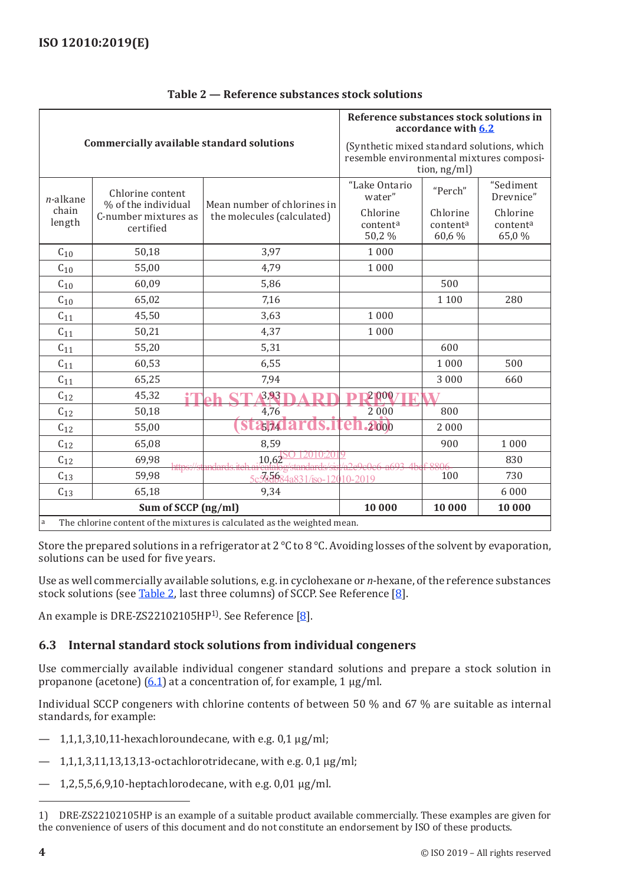**Table 2 — Reference substances stock solutions**

| Commercially available standard solutions | | | Reference substances stock solutions in accordance with 6.2 (Synthetic mixed standard solutions, which resemble environmental mixtures composition, ng/ml) | | |
|---|---|---|---|---|---|
| *n*-alkane chain length | Chlorine content % of the individual C-number mixtures as certified | Mean number of chlorines in the molecules (calculated) | "Lake Ontario water" Chlorine content[a] 50,2 % | "Perch" Chlorine content[a] 60,6 % | "Sediment Drevnice" Chlorine content[a] 65,0 % |
| $C_{10}$ | 50,18 | 3,97 | 1 000 | | |
| $C_{10}$ | 55,00 | 4,79 | 1 000 | | |
| $C_{10}$ | 60,09 | 5,86 | | 500 | |
| $C_{10}$ | 65,02 | 7,16 | | 1 100 | 280 |
| $C_{11}$ | 45,50 | 3,63 | 1 000 | | |
| $C_{11}$ | 50,21 | 4,37 | 1 000 | | |
| $C_{11}$ | 55,20 | 5,31 | | 600 | |
| $C_{11}$ | 60,53 | 6,55 | | 1 000 | 500 |
| $C_{11}$ | 65,25 | 7,94 | | 3 000 | 660 |
| $C_{12}$ | 45,32 | 3,93 | 2 000 | | |
| $C_{12}$ | 50,18 | 4,76 | 2 000 | 800 | |
| $C_{12}$ | 55,00 | 5,74 | 2 000 | 2 000 | |
| $C_{12}$ | 65,08 | 8,59 | | 900 | 1 000 |
| $C_{12}$ | 69,98 | 10,62 | | | 830 |
| $C_{13}$ | 59,98 | 7,56 | | 100 | 730 |
| $C_{13}$ | 65,18 | 9,34 | | | 6 000 |
| **Sum of SCCP (ng/ml)** | | | **10 000** | **10 000** | **10 000** |

[a] The chlorine content of the mixtures is calculated as the weighted mean.

Store the prepared solutions in a refrigerator at 2 °C to 8 °C. Avoiding losses of the solvent by evaporation, solutions can be used for five years.

Use as well commercially available solutions, e.g. in cyclohexane or *n*-hexane, of the reference substances stock solutions (see Table 2, last three columns) of SCCP. See Reference [8].

An example is DRE-ZS22102105HP[1]. See Reference [8].

### 6.3 Internal standard stock solutions from individual congeners

Use commercially available individual congener standard solutions and prepare a stock solution in propanone (acetone) (6.1) at a concentration of, for example, 1 µg/ml.

Individual SCCP congeners with chlorine contents of between 50 % and 67 % are suitable as internal standards, for example:

— 1,1,1,3,10,11-hexachloroundecane, with e.g. 0,1 µg/ml;

— 1,1,1,3,11,13,13,13-octachlorotridecane, with e.g. 0,1 µg/ml;

— 1,2,5,5,6,9,10-heptachlorodecane, with e.g. 0,01 µg/ml.

1) DRE-ZS22102105HP is an example of a suitable product available commercially. These examples are given for the convenience of users of this document and do not constitute an endorsement by ISO of these products.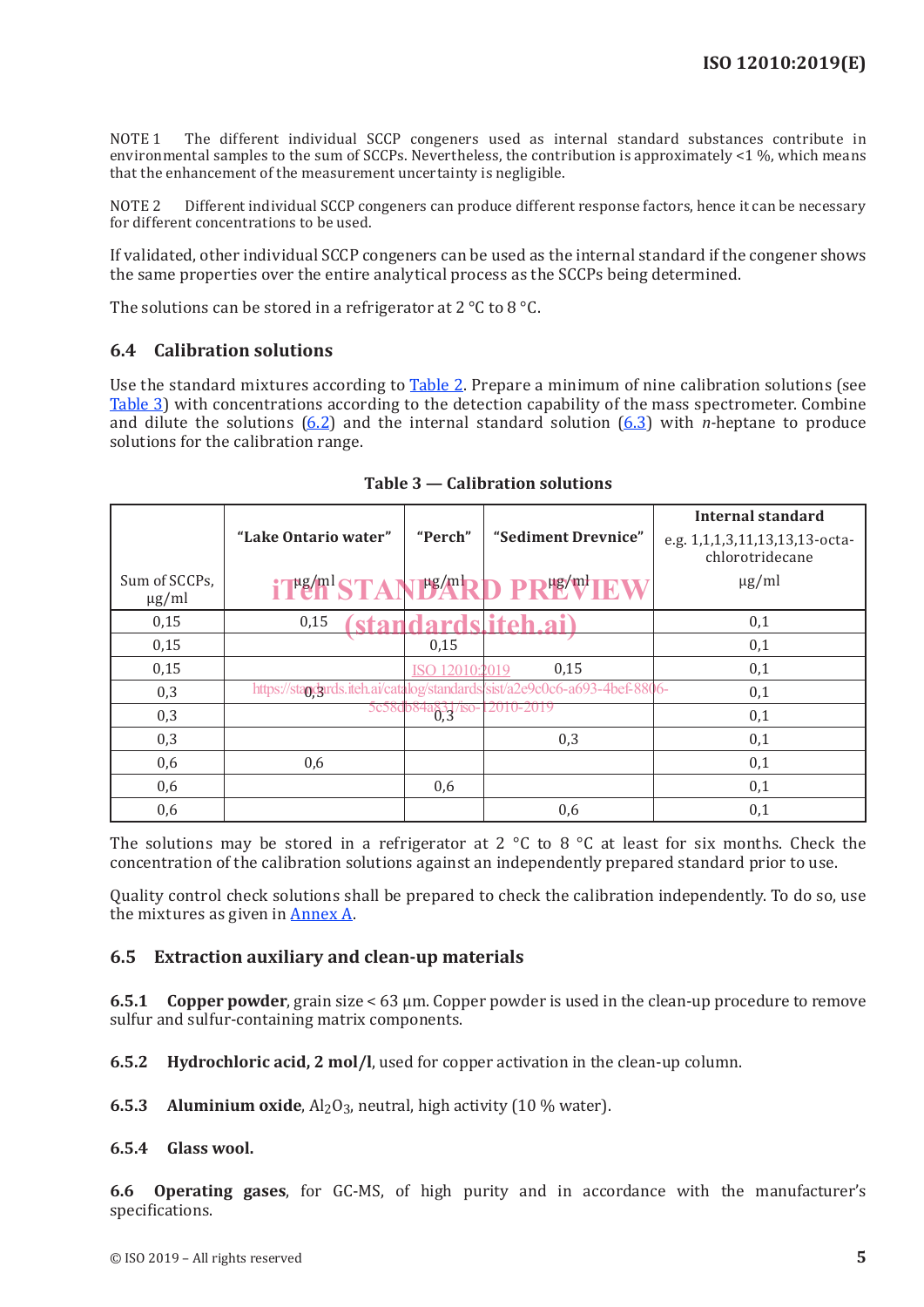NOTE 1 The different individual SCCP congeners used as internal standard substances contribute in environmental samples to the sum of SCCPs. Nevertheless, the contribution is approximately <1 %, which means that the enhancement of the measurement uncertainty is negligible.

NOTE 2 Different individual SCCP congeners can produce different response factors, hence it can be necessary for different concentrations to be used.

If validated, other individual SCCP congeners can be used as the internal standard if the congener shows the same properties over the entire analytical process as the SCCPs being determined.

The solutions can be stored in a refrigerator at 2 °C to 8 °C.

### 6.4 Calibration solutions

Use the standard mixtures according to Table 2. Prepare a minimum of nine calibration solutions (see Table 3) with concentrations according to the detection capability of the mass spectrometer. Combine and dilute the solutions (6.2) and the internal standard solution (6.3) with *n*-heptane to produce solutions for the calibration range.

**Table 3 — Calibration solutions**

| Sum of SCCPs, µg/ml | "Lake Ontario water" µg/ml | "Perch" µg/ml | "Sediment Drevnice" µg/ml | Internal standard e.g. 1,1,1,3,11,13,13,13-octa-chlorotridecane µg/ml |
|---|---|---|---|---|
| 0,15 | 0,15 | | | 0,1 |
| 0,15 | | 0,15 | | 0,1 |
| 0,15 | | | 0,15 | 0,1 |
| 0,3 | 0,3 | | | 0,1 |
| 0,3 | | 0,3 | | 0,1 |
| 0,3 | | | 0,3 | 0,1 |
| 0,6 | 0,6 | | | 0,1 |
| 0,6 | | 0,6 | | 0,1 |
| 0,6 | | | 0,6 | 0,1 |

The solutions may be stored in a refrigerator at 2 °C to 8 °C at least for six months. Check the concentration of the calibration solutions against an independently prepared standard prior to use.

Quality control check solutions shall be prepared to check the calibration independently. To do so, use the mixtures as given in Annex A.

### 6.5 Extraction auxiliary and clean-up materials

**6.5.1 Copper powder**, grain size < 63 µm. Copper powder is used in the clean-up procedure to remove sulfur and sulfur-containing matrix components.

**6.5.2 Hydrochloric acid, 2 mol/l**, used for copper activation in the clean-up column.

**6.5.3 Aluminium oxide**, $Al_2O_3$, neutral, high activity (10 % water).

**6.5.4 Glass wool.**

**6.6 Operating gases**, for GC-MS, of high purity and in accordance with the manufacturer's specifications.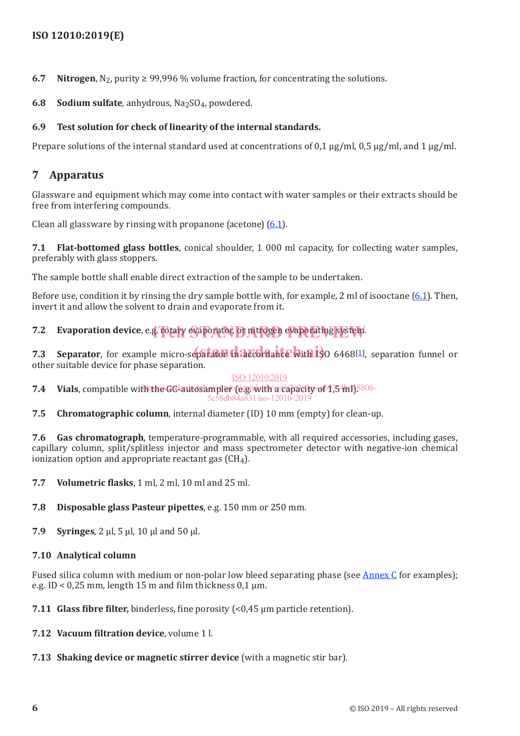**6.7 Nitrogen**, $N_2$, purity ≥ 99,996 % volume fraction, for concentrating the solutions.

**6.8 Sodium sulfate**, anhydrous, $Na_2SO_4$, powdered.

**6.9 Test solution for check of linearity of the internal standards.**

Prepare solutions of the internal standard used at concentrations of 0,1 µg/ml, 0,5 µg/ml, and 1 µg/ml.

## 7 Apparatus

Glassware and equipment which may come into contact with water samples or their extracts should be free from interfering compounds.

Clean all glassware by rinsing with propanone (acetone) (6.1).

**7.1 Flat-bottomed glass bottles**, conical shoulder, 1 000 ml capacity, for collecting water samples, preferably with glass stoppers.

The sample bottle shall enable direct extraction of the sample to be undertaken.

Before use, condition it by rinsing the dry sample bottle with, for example, 2 ml of isooctane (6.1). Then, invert it and allow the solvent to drain and evaporate from it.

**7.2 Evaporation device**, e.g. rotary evaporator, or nitrogen evaporating system.

**7.3 Separator**, for example micro-separator in accordance with ISO 6468[1], separation funnel or other suitable device for phase separation.

**7.4 Vials**, compatible with the GC-autosampler (e.g. with a capacity of 1,5 ml).

**7.5 Chromatographic column**, internal diameter (ID) 10 mm (empty) for clean-up.

**7.6 Gas chromatograph**, temperature-programmable, with all required accessories, including gases, capillary column, split/splitless injector and mass spectrometer detector with negative-ion chemical ionization option and appropriate reactant gas ($CH_4$).

**7.7 Volumetric flasks**, 1 ml, 2 ml, 10 ml and 25 ml.

**7.8 Disposable glass Pasteur pipettes**, e.g. 150 mm or 250 mm.

**7.9 Syringes**, 2 µl, 5 µl, 10 µl and 50 µl.

**7.10 Analytical column**

Fused silica column with medium or non-polar low bleed separating phase (see Annex C for examples); e.g. ID < 0,25 mm, length 15 m and film thickness 0,1 µm.

**7.11 Glass fibre filter,** binderless, fine porosity (<0,45 µm particle retention).

**7.12 Vacuum filtration device**, volume 1 l.

**7.13 Shaking device or magnetic stirrer device** (with a magnetic stir bar).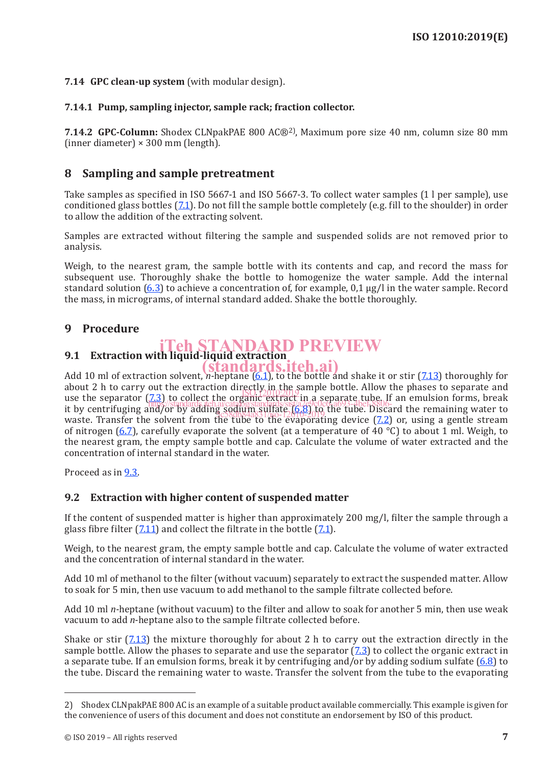**7.14 GPC clean-up system** (with modular design).

**7.14.1 Pump, sampling injector, sample rack; fraction collector.**

**7.14.2 GPC-Column:** Shodex CLNpakPAE 800 AC®[2)], Maximum pore size 40 nm, column size 80 mm (inner diameter) × 300 mm (length).

## 8 Sampling and sample pretreatment

Take samples as specified in ISO 5667-1 and ISO 5667-3. To collect water samples (1 l per sample), use conditioned glass bottles (7.1). Do not fill the sample bottle completely (e.g. fill to the shoulder) in order to allow the addition of the extracting solvent.

Samples are extracted without filtering the sample and suspended solids are not removed prior to analysis.

Weigh, to the nearest gram, the sample bottle with its contents and cap, and record the mass for subsequent use. Thoroughly shake the bottle to homogenize the water sample. Add the internal standard solution (6.3) to achieve a concentration of, for example, 0,1 µg/l in the water sample. Record the mass, in micrograms, of internal standard added. Shake the bottle thoroughly.

## 9 Procedure

### 9.1 Extraction with liquid-liquid extraction

Add 10 ml of extraction solvent, *n*-heptane (6.1), to the bottle and shake it or stir (7.13) thoroughly for about 2 h to carry out the extraction directly in the sample bottle. Allow the phases to separate and use the separator (7.3) to collect the organic extract in a separate tube. If an emulsion forms, break it by centrifuging and/or by adding sodium sulfate (6.8) to the tube. Discard the remaining water to waste. Transfer the solvent from the tube to the evaporating device (7.2) or, using a gentle stream of nitrogen (6.7), carefully evaporate the solvent (at a temperature of 40 °C) to about 1 ml. Weigh, to the nearest gram, the empty sample bottle and cap. Calculate the volume of water extracted and the concentration of internal standard in the water.

Proceed as in 9.3.

### 9.2 Extraction with higher content of suspended matter

If the content of suspended matter is higher than approximately 200 mg/l, filter the sample through a glass fibre filter (7.11) and collect the filtrate in the bottle (7.1).

Weigh, to the nearest gram, the empty sample bottle and cap. Calculate the volume of water extracted and the concentration of internal standard in the water.

Add 10 ml of methanol to the filter (without vacuum) separately to extract the suspended matter. Allow to soak for 5 min, then use vacuum to add methanol to the sample filtrate collected before.

Add 10 ml *n*-heptane (without vacuum) to the filter and allow to soak for another 5 min, then use weak vacuum to add *n*-heptane also to the sample filtrate collected before.

Shake or stir (7.13) the mixture thoroughly for about 2 h to carry out the extraction directly in the sample bottle. Allow the phases to separate and use the separator (7.3) to collect the organic extract in a separate tube. If an emulsion forms, break it by centrifuging and/or by adding sodium sulfate (6.8) to the tube. Discard the remaining water to waste. Transfer the solvent from the tube to the evaporating

---

2) Shodex CLNpakPAE 800 AC is an example of a suitable product available commercially. This example is given for the convenience of users of this document and does not constitute an endorsement by ISO of this product.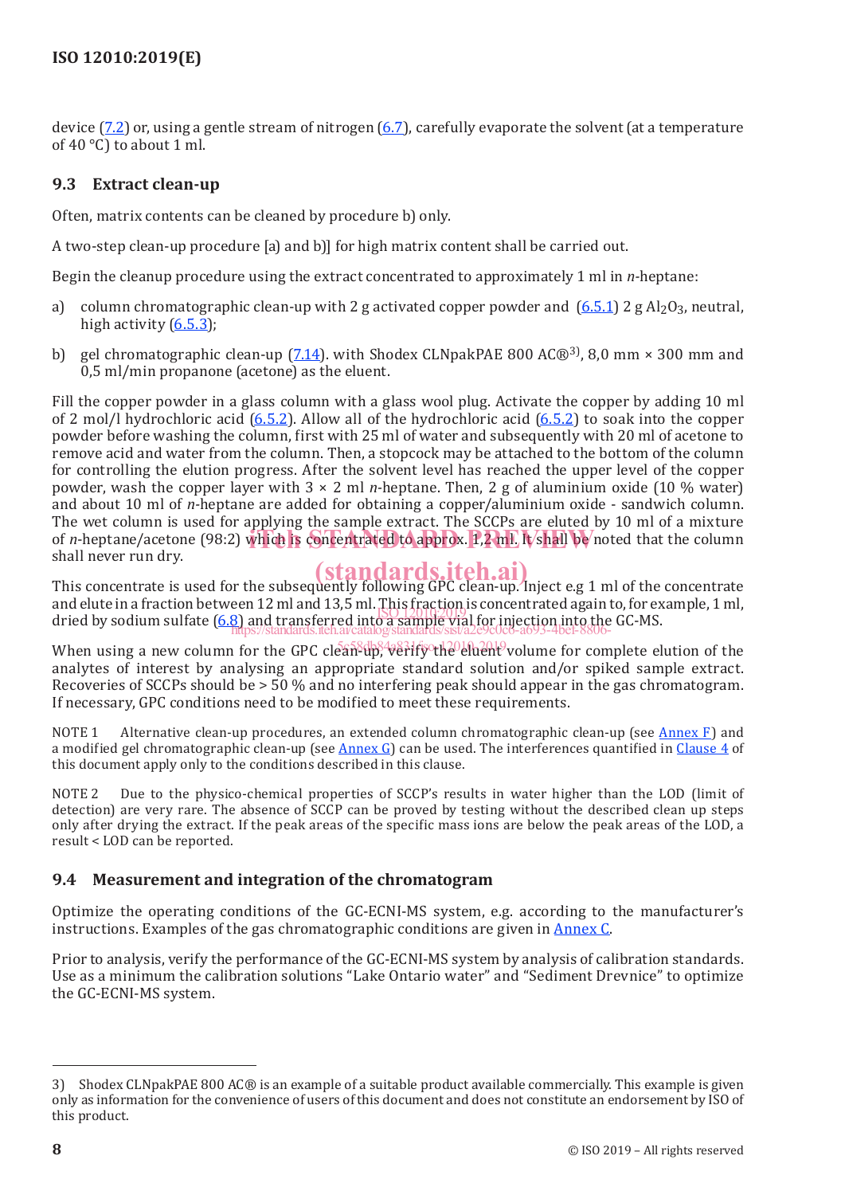device (7.2) or, using a gentle stream of nitrogen (6.7), carefully evaporate the solvent (at a temperature of 40 °C) to about 1 ml.

## 9.3 Extract clean-up

Often, matrix contents can be cleaned by procedure b) only.

A two-step clean-up procedure [a) and b)] for high matrix content shall be carried out.

Begin the cleanup procedure using the extract concentrated to approximately 1 ml in *n*-heptane:

a) column chromatographic clean-up with 2 g activated copper powder and (6.5.1) 2 g $Al_2O_3$, neutral, high activity (6.5.3);

b) gel chromatographic clean-up (7.14). with Shodex CLNpakPAE 800 AC®[3], 8,0 mm × 300 mm and 0,5 ml/min propanone (acetone) as the eluent.

Fill the copper powder in a glass column with a glass wool plug. Activate the copper by adding 10 ml of 2 mol/l hydrochloric acid (6.5.2). Allow all of the hydrochloric acid (6.5.2) to soak into the copper powder before washing the column, first with 25 ml of water and subsequently with 20 ml of acetone to remove acid and water from the column. Then, a stopcock may be attached to the bottom of the column for controlling the elution progress. After the solvent level has reached the upper level of the copper powder, wash the copper layer with 3 × 2 ml *n*-heptane. Then, 2 g of aluminium oxide (10 % water) and about 10 ml of *n*-heptane are added for obtaining a copper/aluminium oxide - sandwich column. The wet column is used for applying the sample extract. The SCCPs are eluted by 10 ml of a mixture of *n*-heptane/acetone (98:2) which is concentrated to approx. 1,2 ml. It shall be noted that the column shall never run dry.

This concentrate is used for the subsequently following GPC clean-up. Inject e.g 1 ml of the concentrate and elute in a fraction between 12 ml and 13,5 ml. This fraction is concentrated again to, for example, 1 ml, dried by sodium sulfate (6.8) and transferred into a sample vial for injection into the GC-MS.

When using a new column for the GPC clean-up, verify the eluent volume for complete elution of the analytes of interest by analysing an appropriate standard solution and/or spiked sample extract. Recoveries of SCCPs should be > 50 % and no interfering peak should appear in the gas chromatogram. If necessary, GPC conditions need to be modified to meet these requirements.

NOTE 1 Alternative clean-up procedures, an extended column chromatographic clean-up (see Annex F) and a modified gel chromatographic clean-up (see Annex G) can be used. The interferences quantified in Clause 4 of this document apply only to the conditions described in this clause.

NOTE 2 Due to the physico-chemical properties of SCCP's results in water higher than the LOD (limit of detection) are very rare. The absence of SCCP can be proved by testing without the described clean up steps only after drying the extract. If the peak areas of the specific mass ions are below the peak areas of the LOD, a result < LOD can be reported.

## 9.4 Measurement and integration of the chromatogram

Optimize the operating conditions of the GC-ECNI-MS system, e.g. according to the manufacturer's instructions. Examples of the gas chromatographic conditions are given in Annex C.

Prior to analysis, verify the performance of the GC-ECNI-MS system by analysis of calibration standards. Use as a minimum the calibration solutions "Lake Ontario water" and "Sediment Drevnice" to optimize the GC-ECNI-MS system.

---

3) Shodex CLNpakPAE 800 AC® is an example of a suitable product available commercially. This example is given only as information for the convenience of users of this document and does not constitute an endorsement by ISO of this product.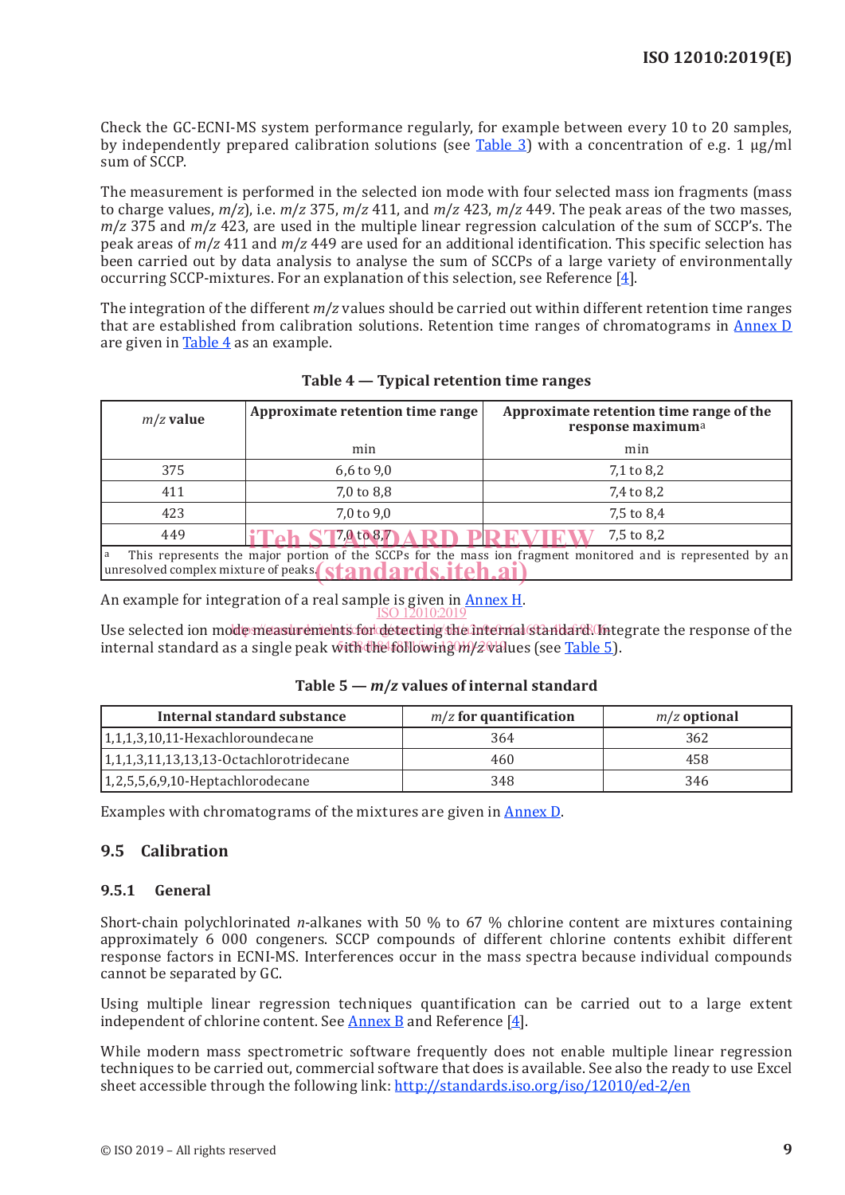Check the GC-ECNI-MS system performance regularly, for example between every 10 to 20 samples, by independently prepared calibration solutions (see Table 3) with a concentration of e.g. 1 µg/ml sum of SCCP.

The measurement is performed in the selected ion mode with four selected mass ion fragments (mass to charge values, *m/z*), i.e. *m/z* 375, *m/z* 411, and *m/z* 423, *m/z* 449. The peak areas of the two masses, *m/z* 375 and *m/z* 423, are used in the multiple linear regression calculation of the sum of SCCP's. The peak areas of *m/z* 411 and *m/z* 449 are used for an additional identification. This specific selection has been carried out by data analysis to analyse the sum of SCCPs of a large variety of environmentally occurring SCCP-mixtures. For an explanation of this selection, see Reference [4].

The integration of the different *m/z* values should be carried out within different retention time ranges that are established from calibration solutions. Retention time ranges of chromatograms in Annex D are given in Table 4 as an example.

**Table 4 — Typical retention time ranges**

| *m/z* value | Approximate retention time range<br>min | Approximate retention time range of the response maximum[a]<br>min |
|---|---|---|
| 375 | 6,6 to 9,0 | 7,1 to 8,2 |
| 411 | 7,0 to 8,8 | 7,4 to 8,2 |
| 423 | 7,0 to 9,0 | 7,5 to 8,4 |
| 449 | 7,0 to 8,7 | 7,5 to 8,2 |

[a] This represents the major portion of the SCCPs for the mass ion fragment monitored and is represented by an unresolved complex mixture of peaks.

An example for integration of a real sample is given in Annex H.

Use selected ion mode measurements for detecting the internal standard. Integrate the response of the internal standard as a single peak with the following *m/z* values (see Table 5).

**Table 5 — *m/z* values of internal standard**

| Internal standard substance | *m/z* for quantification | *m/z* optional |
|---|---|---|
| 1,1,1,3,10,11-Hexachloroundecane | 364 | 362 |
| 1,1,1,3,11,13,13,13-Octachlorotridecane | 460 | 458 |
| 1,2,5,5,6,9,10-Heptachlorodecane | 348 | 346 |

Examples with chromatograms of the mixtures are given in Annex D.

## 9.5 Calibration

### 9.5.1 General

Short-chain polychlorinated *n*-alkanes with 50 % to 67 % chlorine content are mixtures containing approximately 6 000 congeners. SCCP compounds of different chlorine contents exhibit different response factors in ECNI-MS. Interferences occur in the mass spectra because individual compounds cannot be separated by GC.

Using multiple linear regression techniques quantification can be carried out to a large extent independent of chlorine content. See Annex B and Reference [4].

While modern mass spectrometric software frequently does not enable multiple linear regression techniques to be carried out, commercial software that does is available. See also the ready to use Excel sheet accessible through the following link: http://standards.iso.org/iso/12010/ed-2/en